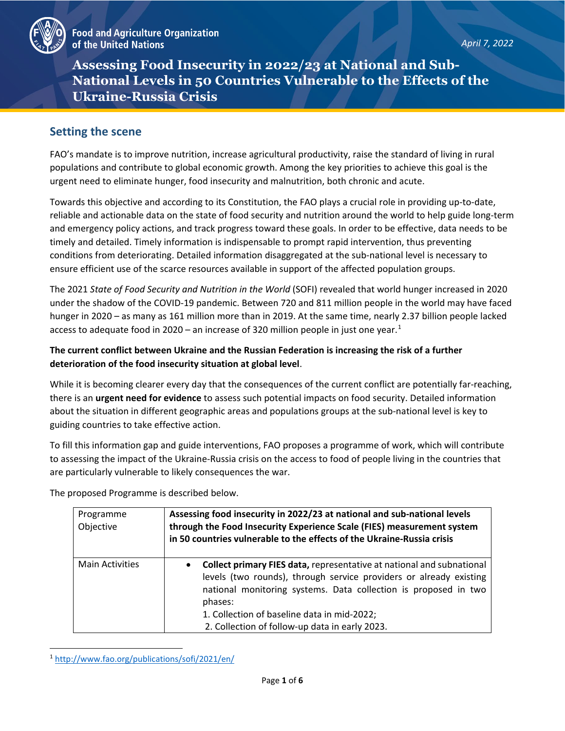Food and Agriculture Organization of the United Nations

*April 7, 2022*

# Assessing Food Insecurity in 2022/23 at National and Sub-National Levels in 50 Countries Vulnerable to the Effects of the Ukraine-Russia Crisis

## Setting the scene

FAO's mandate is to improve nutrition, increase agricultural productivity, raise the standard of living in rural populations and contribute to global economic growth. Among the key priorities to achieve this goal is the urgent need to eliminate hunger, food insecurity and malnutrition, both chronic and acute.

Towards this objective and according to its Constitution, the FAO plays a crucial role in providing up-to-date, reliable and actionable data on the state of food security and nutrition around the world to help guide long-term and emergency policy actions, and track progress toward these goals. In order to be effective, data needs to be timely and detailed. Timely information is indispensable to prompt rapid intervention, thus preventing conditions from deteriorating. Detailed information disaggregated at the sub-national level is necessary to ensure efficient use of the scarce resources available in support of the affected population groups.

The 2021 *State of Food Security and Nutrition in the World* (SOFI) revealed that world hunger increased in 2020 under the shadow of the COVID-19 pandemic. Between 720 and 811 million people in the world may have faced hunger in 2020 – as many as 161 million more than in 2019. At the same time, nearly 2.37 billion people lacked access to adequate food in 2020 – an increase of 320 million people in just one year.[1]

**The current conflict between Ukraine and the Russian Federation is increasing the risk of a further deterioration of the food insecurity situation at global level**.

While it is becoming clearer every day that the consequences of the current conflict are potentially far-reaching, there is an **urgent need for evidence** to assess such potential impacts on food security. Detailed information about the situation in different geographic areas and populations groups at the sub-national level is key to guiding countries to take effective action.

To fill this information gap and guide interventions, FAO proposes a programme of work, which will contribute to assessing the impact of the Ukraine-Russia crisis on the access to food of people living in the countries that are particularly vulnerable to likely consequences the war.

The proposed Programme is described below.

| Programme Objective | **Assessing food insecurity in 2022/23 at national and sub-national levels through the Food Insecurity Experience Scale (FIES) measurement system in 50 countries vulnerable to the effects of the Ukraine-Russia crisis** |
|---|---|
| Main Activities | • **Collect primary FIES data,** representative at national and subnational levels (two rounds), through service providers or already existing national monitoring systems. Data collection is proposed in two phases:<br>1. Collection of baseline data in mid-2022;<br>2. Collection of follow-up data in early 2023. |

[1] http://www.fao.org/publications/sofi/2021/en/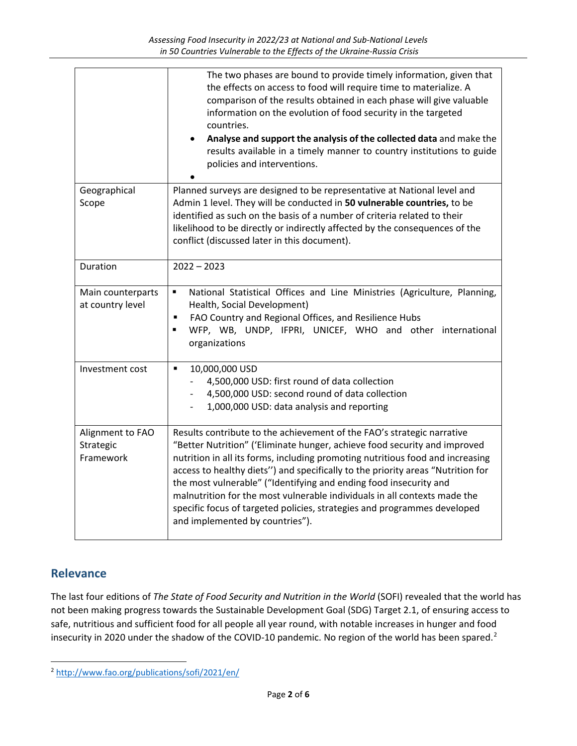| | |
|---|---|
| | The two phases are bound to provide timely information, given that the effects on access to food will require time to materialize. A comparison of the results obtained in each phase will give valuable information on the evolution of food security in the targeted countries.<br>• **Analyse and support the analysis of the collected data** and make the results available in a timely manner to country institutions to guide policies and interventions.<br>• |
| Geographical Scope | Planned surveys are designed to be representative at National level and Admin 1 level. They will be conducted in **50 vulnerable countries,** to be identified as such on the basis of a number of criteria related to their likelihood to be directly or indirectly affected by the consequences of the conflict (discussed later in this document). |
| Duration | 2022 – 2023 |
| Main counterparts at country level | ▪ National Statistical Offices and Line Ministries (Agriculture, Planning, Health, Social Development)<br>▪ FAO Country and Regional Offices, and Resilience Hubs<br>▪ WFP, WB, UNDP, IFPRI, UNICEF, WHO and other international organizations |
| Investment cost | ▪ 10,000,000 USD<br>- 4,500,000 USD: first round of data collection<br>- 4,500,000 USD: second round of data collection<br>- 1,000,000 USD: data analysis and reporting |
| Alignment to FAO Strategic Framework | Results contribute to the achievement of the FAO's strategic narrative "Better Nutrition" ('Eliminate hunger, achieve food security and improved nutrition in all its forms, including promoting nutritious food and increasing access to healthy diets'') and specifically to the priority areas "Nutrition for the most vulnerable" ("Identifying and ending food insecurity and malnutrition for the most vulnerable individuals in all contexts made the specific focus of targeted policies, strategies and programmes developed and implemented by countries"). |

## Relevance

The last four editions of *The State of Food Security and Nutrition in the World* (SOFI) revealed that the world has not been making progress towards the Sustainable Development Goal (SDG) Target 2.1, of ensuring access to safe, nutritious and sufficient food for all people all year round, with notable increases in hunger and food insecurity in 2020 under the shadow of the COVID-10 pandemic. No region of the world has been spared.[2]

[2] http://www.fao.org/publications/sofi/2021/en/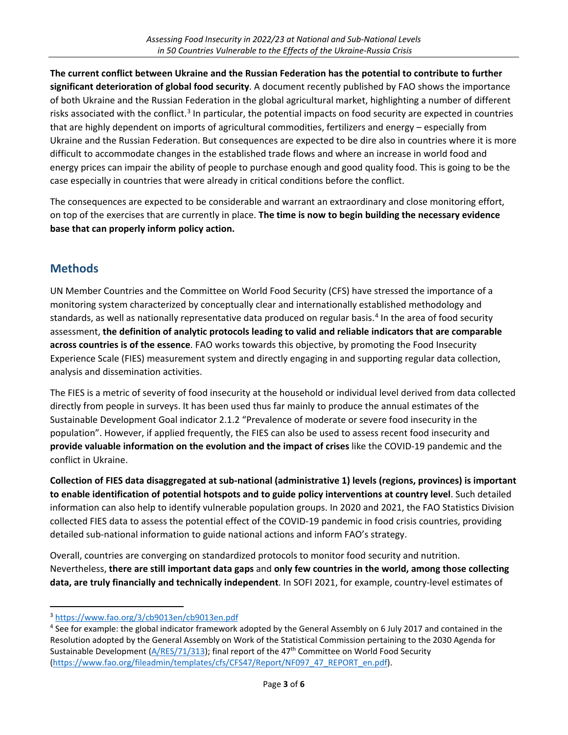**The current conflict between Ukraine and the Russian Federation has the potential to contribute to further significant deterioration of global food security**. A document recently published by FAO shows the importance of both Ukraine and the Russian Federation in the global agricultural market, highlighting a number of different risks associated with the conflict.[3] In particular, the potential impacts on food security are expected in countries that are highly dependent on imports of agricultural commodities, fertilizers and energy – especially from Ukraine and the Russian Federation. But consequences are expected to be dire also in countries where it is more difficult to accommodate changes in the established trade flows and where an increase in world food and energy prices can impair the ability of people to purchase enough and good quality food. This is going to be the case especially in countries that were already in critical conditions before the conflict.

The consequences are expected to be considerable and warrant an extraordinary and close monitoring effort, on top of the exercises that are currently in place. **The time is now to begin building the necessary evidence base that can properly inform policy action.**

## Methods

UN Member Countries and the Committee on World Food Security (CFS) have stressed the importance of a monitoring system characterized by conceptually clear and internationally established methodology and standards, as well as nationally representative data produced on regular basis.[4] In the area of food security assessment, **the definition of analytic protocols leading to valid and reliable indicators that are comparable across countries is of the essence**. FAO works towards this objective, by promoting the Food Insecurity Experience Scale (FIES) measurement system and directly engaging in and supporting regular data collection, analysis and dissemination activities.

The FIES is a metric of severity of food insecurity at the household or individual level derived from data collected directly from people in surveys. It has been used thus far mainly to produce the annual estimates of the Sustainable Development Goal indicator 2.1.2 "Prevalence of moderate or severe food insecurity in the population". However, if applied frequently, the FIES can also be used to assess recent food insecurity and **provide valuable information on the evolution and the impact of crises** like the COVID-19 pandemic and the conflict in Ukraine.

**Collection of FIES data disaggregated at sub-national (administrative 1) levels (regions, provinces) is important to enable identification of potential hotspots and to guide policy interventions at country level**. Such detailed information can also help to identify vulnerable population groups. In 2020 and 2021, the FAO Statistics Division collected FIES data to assess the potential effect of the COVID-19 pandemic in food crisis countries, providing detailed sub-national information to guide national actions and inform FAO's strategy.

Overall, countries are converging on standardized protocols to monitor food security and nutrition. Nevertheless, **there are still important data gaps** and **only few countries in the world, among those collecting data, are truly financially and technically independent**. In SOFI 2021, for example, country-level estimates of

---

[3] https://www.fao.org/3/cb9013en/cb9013en.pdf

[4] See for example: the global indicator framework adopted by the General Assembly on 6 July 2017 and contained in the Resolution adopted by the General Assembly on Work of the Statistical Commission pertaining to the 2030 Agenda for Sustainable Development (A/RES/71/313); final report of the 47th Committee on World Food Security (https://www.fao.org/fileadmin/templates/cfs/CFS47/Report/NF097_47_REPORT_en.pdf).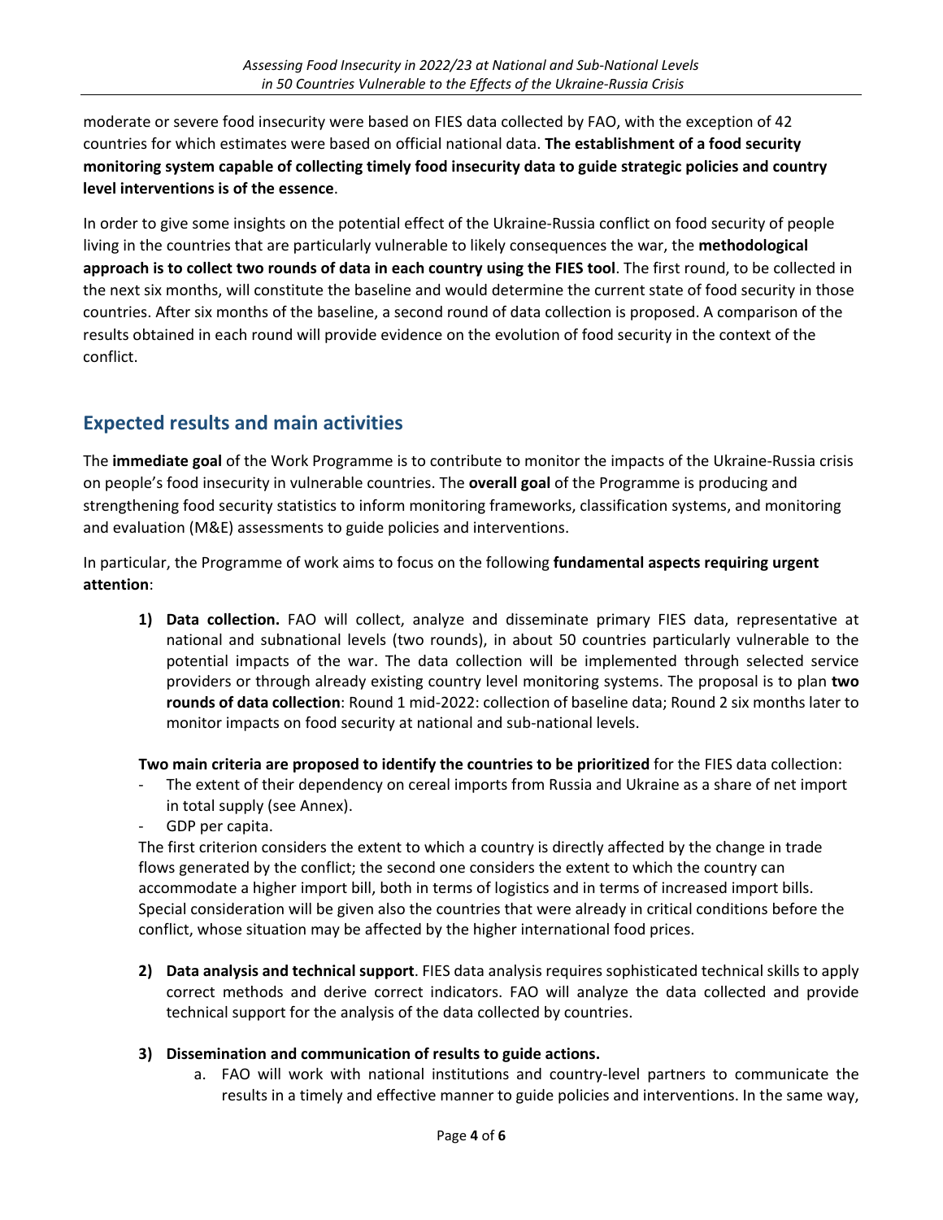moderate or severe food insecurity were based on FIES data collected by FAO, with the exception of 42 countries for which estimates were based on official national data. **The establishment of a food security monitoring system capable of collecting timely food insecurity data to guide strategic policies and country level interventions is of the essence**.

In order to give some insights on the potential effect of the Ukraine-Russia conflict on food security of people living in the countries that are particularly vulnerable to likely consequences the war, the **methodological approach is to collect two rounds of data in each country using the FIES tool**. The first round, to be collected in the next six months, will constitute the baseline and would determine the current state of food security in those countries. After six months of the baseline, a second round of data collection is proposed. A comparison of the results obtained in each round will provide evidence on the evolution of food security in the context of the conflict.

## Expected results and main activities

The **immediate goal** of the Work Programme is to contribute to monitor the impacts of the Ukraine-Russia crisis on people's food insecurity in vulnerable countries. The **overall goal** of the Programme is producing and strengthening food security statistics to inform monitoring frameworks, classification systems, and monitoring and evaluation (M&E) assessments to guide policies and interventions.

In particular, the Programme of work aims to focus on the following **fundamental aspects requiring urgent attention**:

1) **Data collection.** FAO will collect, analyze and disseminate primary FIES data, representative at national and subnational levels (two rounds), in about 50 countries particularly vulnerable to the potential impacts of the war. The data collection will be implemented through selected service providers or through already existing country level monitoring systems. The proposal is to plan **two rounds of data collection**: Round 1 mid-2022: collection of baseline data; Round 2 six months later to monitor impacts on food security at national and sub-national levels.

   **Two main criteria are proposed to identify the countries to be prioritized** for the FIES data collection:
   - The extent of their dependency on cereal imports from Russia and Ukraine as a share of net import in total supply (see Annex).
   - GDP per capita.

   The first criterion considers the extent to which a country is directly affected by the change in trade flows generated by the conflict; the second one considers the extent to which the country can accommodate a higher import bill, both in terms of logistics and in terms of increased import bills. Special consideration will be given also the countries that were already in critical conditions before the conflict, whose situation may be affected by the higher international food prices.

2) **Data analysis and technical support**. FIES data analysis requires sophisticated technical skills to apply correct methods and derive correct indicators. FAO will analyze the data collected and provide technical support for the analysis of the data collected by countries.

3) **Dissemination and communication of results to guide actions.**
   a. FAO will work with national institutions and country-level partners to communicate the results in a timely and effective manner to guide policies and interventions. In the same way,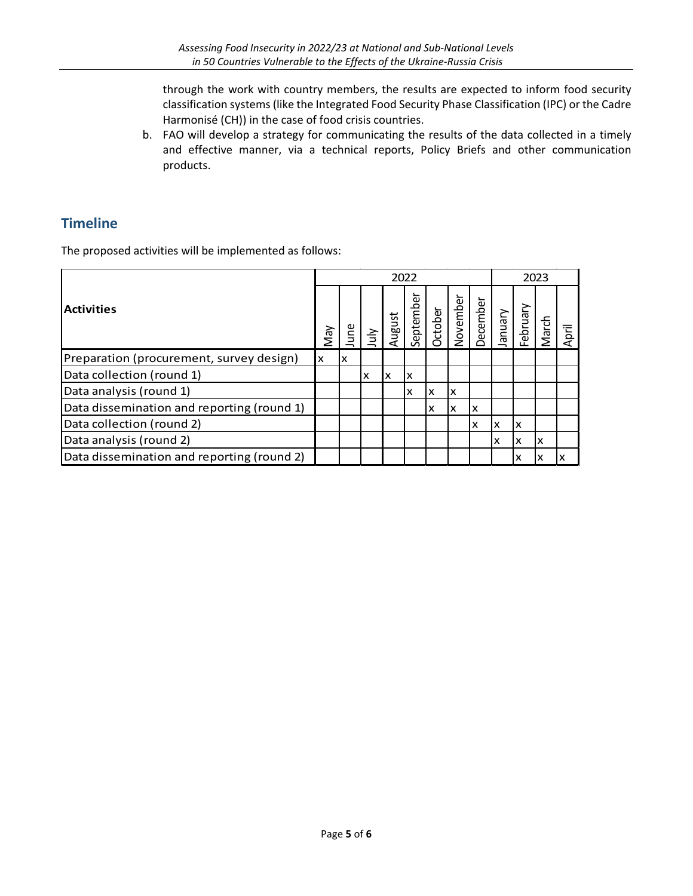through the work with country members, the results are expected to inform food security classification systems (like the Integrated Food Security Phase Classification (IPC) or the Cadre Harmonisé (CH)) in the case of food crisis countries.

b. FAO will develop a strategy for communicating the results of the data collected in a timely and effective manner, via a technical reports, Policy Briefs and other communication products.

## Timeline

The proposed activities will be implemented as follows:

| Activities | 2022 | | | | | | | | 2023 | | | |
|---|---|---|---|---|---|---|---|---|---|---|---|---|
| | May | June | July | August | September | October | November | December | January | February | March | April |
| Preparation (procurement, survey design) | x | x | | | | | | | | | | |
| Data collection (round 1) | | | x | x | x | | | | | | | |
| Data analysis (round 1) | | | | | x | x | x | | | | | |
| Data dissemination and reporting (round 1) | | | | | | x | x | x | | | | |
| Data collection (round 2) | | | | | | | | x | x | x | | |
| Data analysis (round 2) | | | | | | | | | x | x | x | |
| Data dissemination and reporting (round 2) | | | | | | | | | | x | x | x |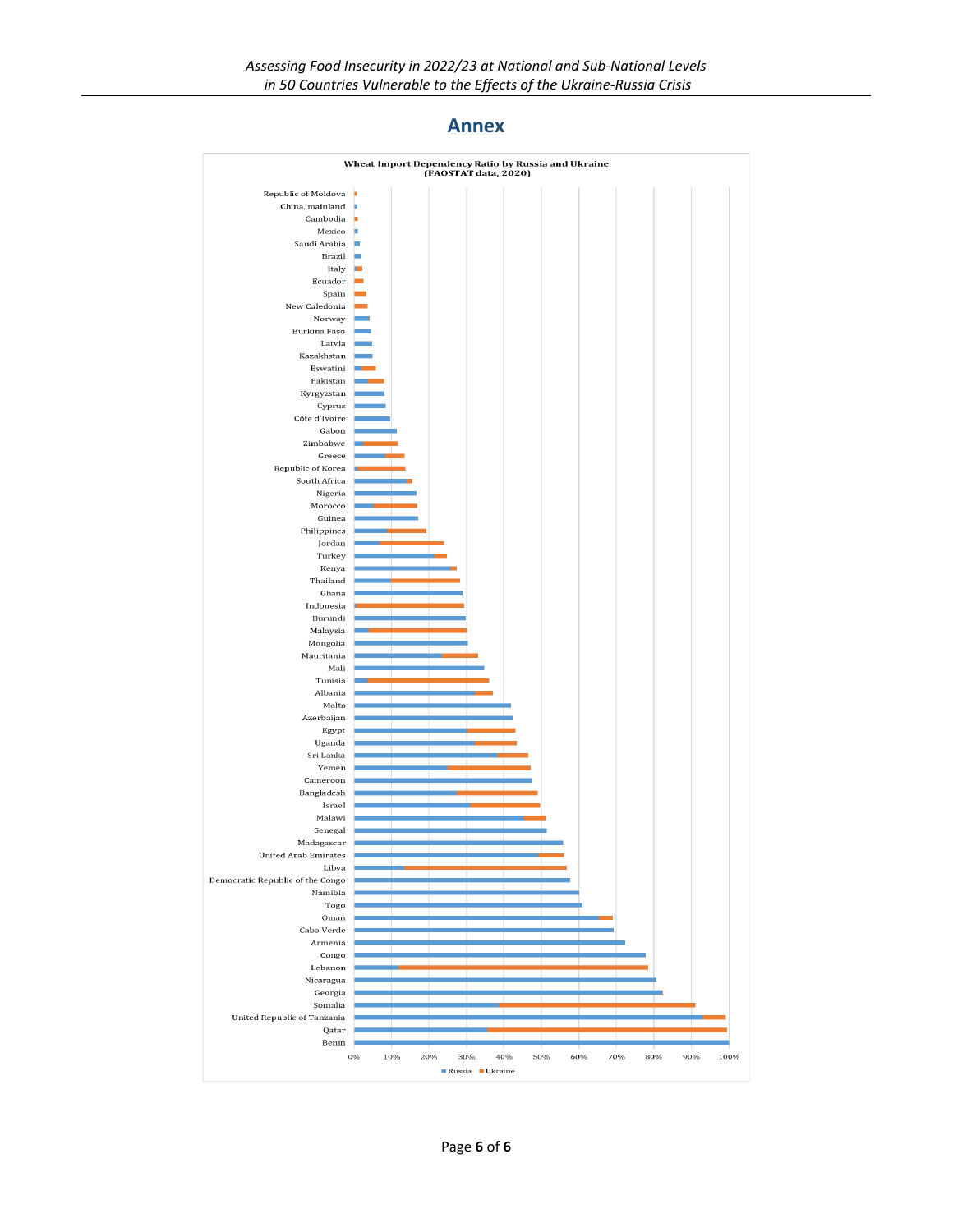# Annex

Wheat Import Dependency Ratio by Russia and Ukraine
(FAOSTAT data, 2020)

Republic of Moldova
China, mainland
Cambodia
Mexico
Saudi Arabia
Brazil
Italy
Ecuador
Spain
New Caledonia
Norway
Burkina Faso
Latvia
Kazakhstan
Eswatini
Pakistan
Kyrgyzstan
Cyprus
Côte d'Ivoire
Gabon
Zimbabwe
Greece
Republic of Korea
South Africa
Nigeria
Morocco
Guinea
Philippines
Jordan
Turkey
Kenya
Thailand
Ghana
Indonesia
Burundi
Malaysia
Mongolia
Mauritania
Mali
Tunisia
Albania
Malta
Azerbaijan
Egypt
Uganda
Sri Lanka
Yemen
Cameroon
Bangladesh
Israel
Malawi
Senegal
Madagascar
United Arab Emirates
Libya
Democratic Republic of the Congo
Namibia
Togo
Oman
Cabo Verde
Armenia
Congo
Lebanon
Nicaragua
Georgia
Somalia
United Republic of Tanzania
Qatar
Benin

0% 10% 20% 30% 40% 50% 60% 70% 80% 90% 100%

Russia Ukraine